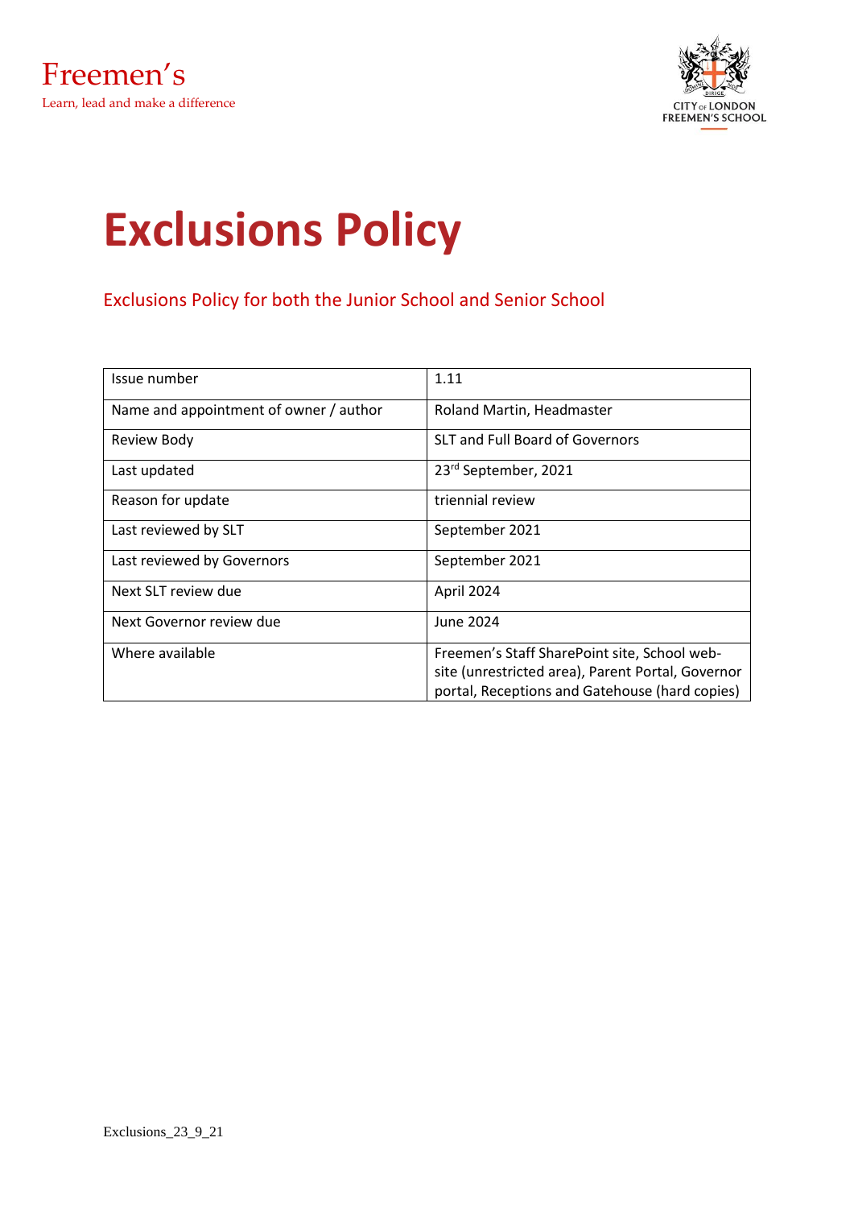Freemen's

Learn, lead and make a difference

CITY OF LONDON FREEMEN'S SCHOOL

# Exclusions Policy

## Exclusions Policy for both the Junior School and Senior School

| Issue number | 1.11 |
| --- | --- |
| Name and appointment of owner / author | Roland Martin, Headmaster |
| Review Body | SLT and Full Board of Governors |
| Last updated | 23rd September, 2021 |
| Reason for update | triennial review |
| Last reviewed by SLT | September 2021 |
| Last reviewed by Governors | September 2021 |
| Next SLT review due | April 2024 |
| Next Governor review due | June 2024 |
| Where available | Freemen's Staff SharePoint site, School web-site (unrestricted area), Parent Portal, Governor portal, Receptions and Gatehouse (hard copies) |

Exclusions_23_9_21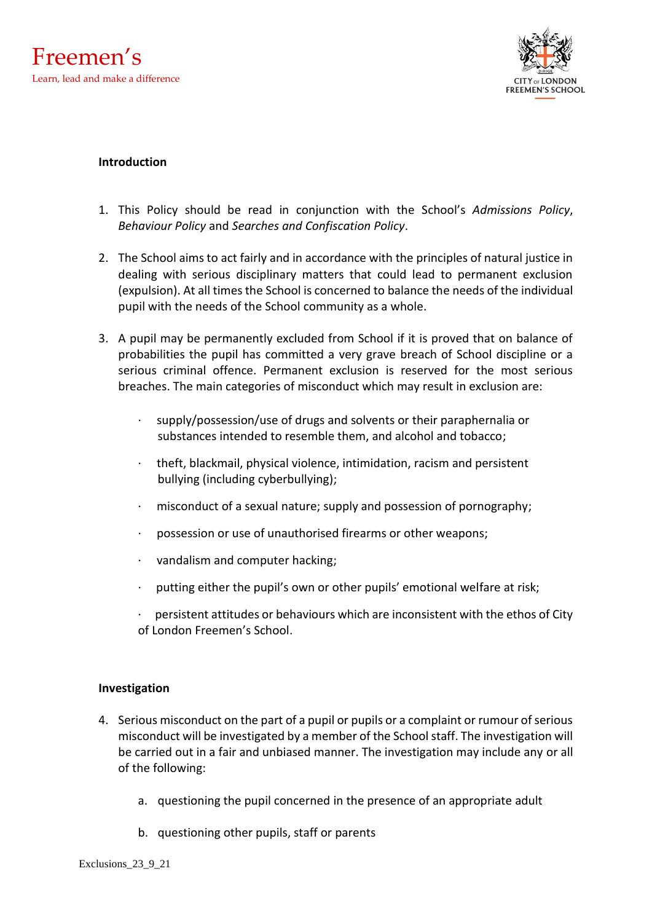## Introduction

1. This Policy should be read in conjunction with the School's *Admissions Policy*, *Behaviour Policy* and *Searches and Confiscation Policy*.

2. The School aims to act fairly and in accordance with the principles of natural justice in dealing with serious disciplinary matters that could lead to permanent exclusion (expulsion). At all times the School is concerned to balance the needs of the individual pupil with the needs of the School community as a whole.

3. A pupil may be permanently excluded from School if it is proved that on balance of probabilities the pupil has committed a very grave breach of School discipline or a serious criminal offence. Permanent exclusion is reserved for the most serious breaches. The main categories of misconduct which may result in exclusion are:

   - supply/possession/use of drugs and solvents or their paraphernalia or substances intended to resemble them, and alcohol and tobacco;
   - theft, blackmail, physical violence, intimidation, racism and persistent bullying (including cyberbullying);
   - misconduct of a sexual nature; supply and possession of pornography;
   - possession or use of unauthorised firearms or other weapons;
   - vandalism and computer hacking;
   - putting either the pupil's own or other pupils' emotional welfare at risk;
   - persistent attitudes or behaviours which are inconsistent with the ethos of City of London Freemen's School.

## Investigation

4. Serious misconduct on the part of a pupil or pupils or a complaint or rumour of serious misconduct will be investigated by a member of the School staff. The investigation will be carried out in a fair and unbiased manner. The investigation may include any or all of the following:

   a. questioning the pupil concerned in the presence of an appropriate adult

   b. questioning other pupils, staff or parents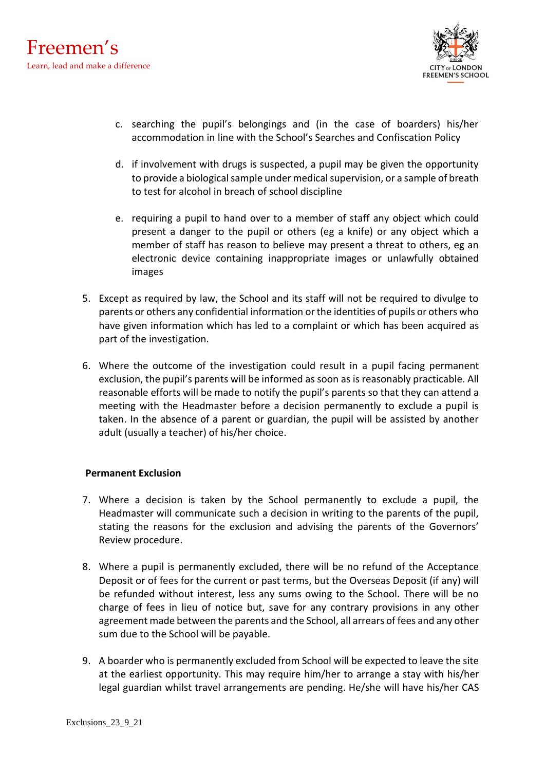c. searching the pupil's belongings and (in the case of boarders) his/her accommodation in line with the School's Searches and Confiscation Policy

d. if involvement with drugs is suspected, a pupil may be given the opportunity to provide a biological sample under medical supervision, or a sample of breath to test for alcohol in breach of school discipline

e. requiring a pupil to hand over to a member of staff any object which could present a danger to the pupil or others (eg a knife) or any object which a member of staff has reason to believe may present a threat to others, eg an electronic device containing inappropriate images or unlawfully obtained images

5. Except as required by law, the School and its staff will not be required to divulge to parents or others any confidential information or the identities of pupils or others who have given information which has led to a complaint or which has been acquired as part of the investigation.

6. Where the outcome of the investigation could result in a pupil facing permanent exclusion, the pupil's parents will be informed as soon as is reasonably practicable. All reasonable efforts will be made to notify the pupil's parents so that they can attend a meeting with the Headmaster before a decision permanently to exclude a pupil is taken. In the absence of a parent or guardian, the pupil will be assisted by another adult (usually a teacher) of his/her choice.

**Permanent Exclusion**

7. Where a decision is taken by the School permanently to exclude a pupil, the Headmaster will communicate such a decision in writing to the parents of the pupil, stating the reasons for the exclusion and advising the parents of the Governors' Review procedure.

8. Where a pupil is permanently excluded, there will be no refund of the Acceptance Deposit or of fees for the current or past terms, but the Overseas Deposit (if any) will be refunded without interest, less any sums owing to the School. There will be no charge of fees in lieu of notice but, save for any contrary provisions in any other agreement made between the parents and the School, all arrears of fees and any other sum due to the School will be payable.

9. A boarder who is permanently excluded from School will be expected to leave the site at the earliest opportunity. This may require him/her to arrange a stay with his/her legal guardian whilst travel arrangements are pending. He/she will have his/her CAS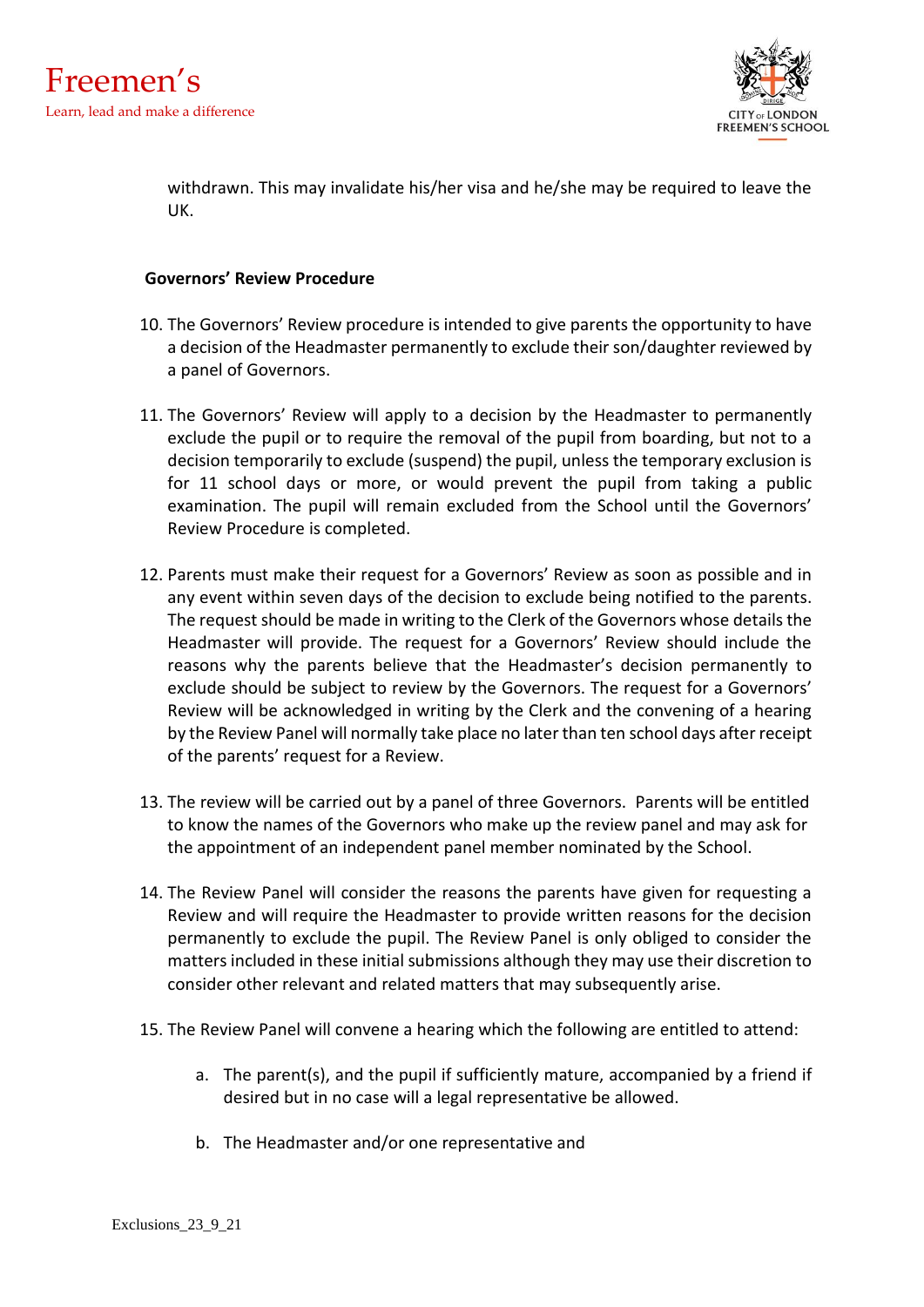withdrawn. This may invalidate his/her visa and he/she may be required to leave the UK.

**Governors' Review Procedure**

10. The Governors' Review procedure is intended to give parents the opportunity to have a decision of the Headmaster permanently to exclude their son/daughter reviewed by a panel of Governors.

11. The Governors' Review will apply to a decision by the Headmaster to permanently exclude the pupil or to require the removal of the pupil from boarding, but not to a decision temporarily to exclude (suspend) the pupil, unless the temporary exclusion is for 11 school days or more, or would prevent the pupil from taking a public examination. The pupil will remain excluded from the School until the Governors' Review Procedure is completed.

12. Parents must make their request for a Governors' Review as soon as possible and in any event within seven days of the decision to exclude being notified to the parents. The request should be made in writing to the Clerk of the Governors whose details the Headmaster will provide. The request for a Governors' Review should include the reasons why the parents believe that the Headmaster's decision permanently to exclude should be subject to review by the Governors. The request for a Governors' Review will be acknowledged in writing by the Clerk and the convening of a hearing by the Review Panel will normally take place no later than ten school days after receipt of the parents' request for a Review.

13. The review will be carried out by a panel of three Governors. Parents will be entitled to know the names of the Governors who make up the review panel and may ask for the appointment of an independent panel member nominated by the School.

14. The Review Panel will consider the reasons the parents have given for requesting a Review and will require the Headmaster to provide written reasons for the decision permanently to exclude the pupil. The Review Panel is only obliged to consider the matters included in these initial submissions although they may use their discretion to consider other relevant and related matters that may subsequently arise.

15. The Review Panel will convene a hearing which the following are entitled to attend:

    a. The parent(s), and the pupil if sufficiently mature, accompanied by a friend if desired but in no case will a legal representative be allowed.

    b. The Headmaster and/or one representative and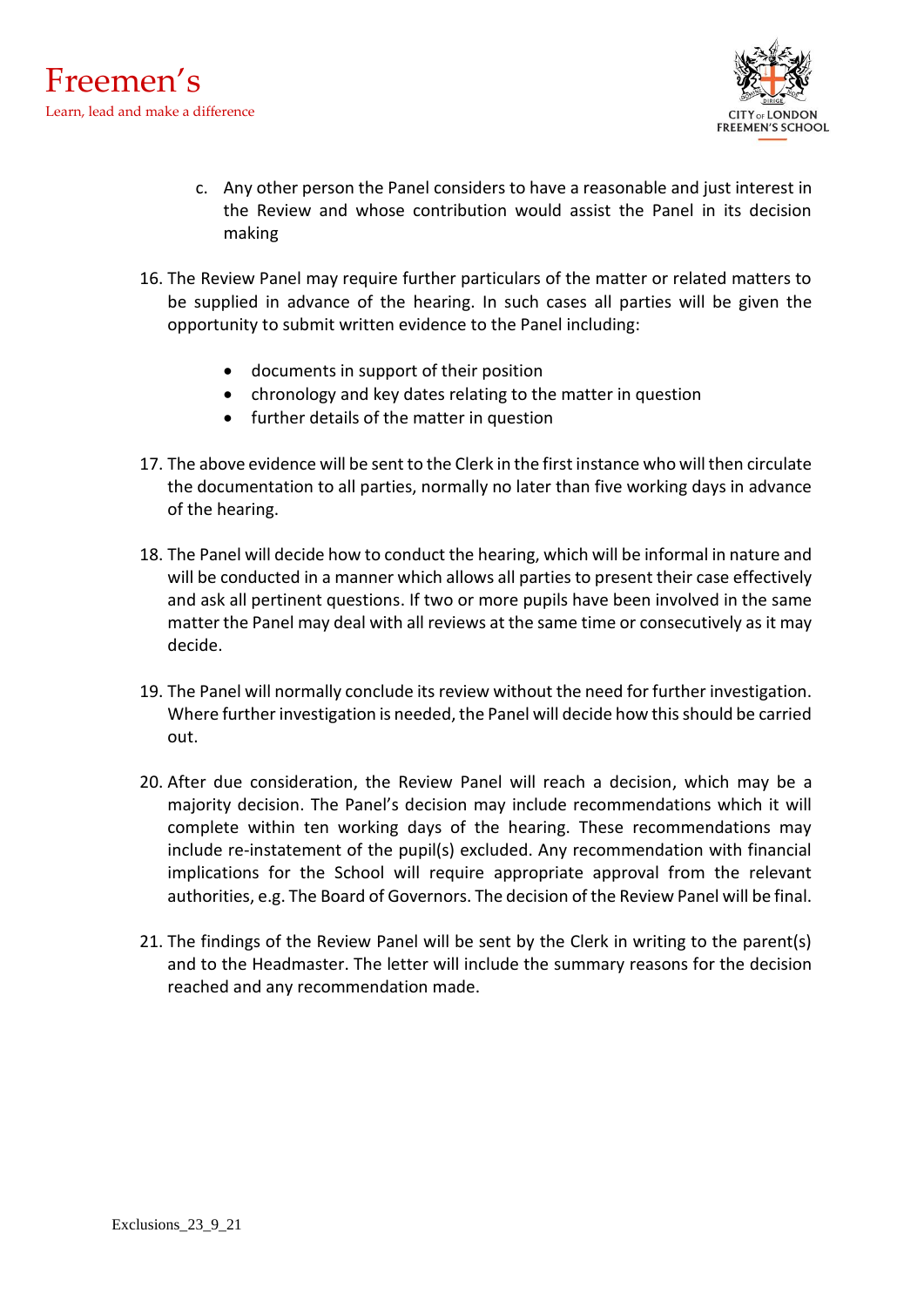c. Any other person the Panel considers to have a reasonable and just interest in the Review and whose contribution would assist the Panel in its decision making

16. The Review Panel may require further particulars of the matter or related matters to be supplied in advance of the hearing. In such cases all parties will be given the opportunity to submit written evidence to the Panel including:

    - documents in support of their position
    - chronology and key dates relating to the matter in question
    - further details of the matter in question

17. The above evidence will be sent to the Clerk in the first instance who will then circulate the documentation to all parties, normally no later than five working days in advance of the hearing.

18. The Panel will decide how to conduct the hearing, which will be informal in nature and will be conducted in a manner which allows all parties to present their case effectively and ask all pertinent questions. If two or more pupils have been involved in the same matter the Panel may deal with all reviews at the same time or consecutively as it may decide.

19. The Panel will normally conclude its review without the need for further investigation. Where further investigation is needed, the Panel will decide how this should be carried out.

20. After due consideration, the Review Panel will reach a decision, which may be a majority decision. The Panel's decision may include recommendations which it will complete within ten working days of the hearing. These recommendations may include re-instatement of the pupil(s) excluded. Any recommendation with financial implications for the School will require appropriate approval from the relevant authorities, e.g. The Board of Governors. The decision of the Review Panel will be final.

21. The findings of the Review Panel will be sent by the Clerk in writing to the parent(s) and to the Headmaster. The letter will include the summary reasons for the decision reached and any recommendation made.